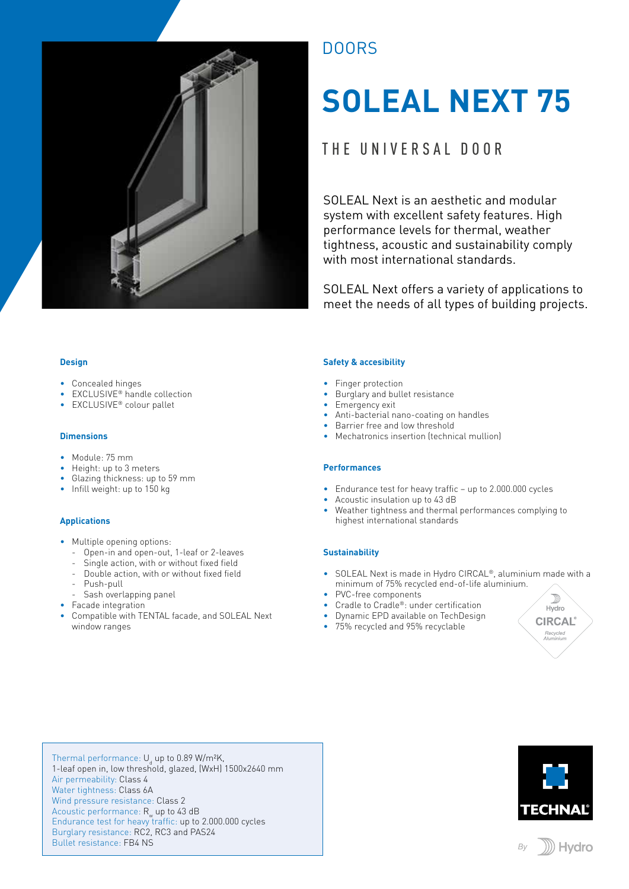DOORS

# SOLEAL NEXT 75

## THE UNIVERSAL DOOR

SOLEAL Next is an aesthetic and modular system with excellent safety features. High performance levels for thermal, weather tightness, acoustic and sustainability comply with most international standards.

SOLEAL Next offers a variety of applications to meet the needs of all types of building projects.

### Design

- Concealed hinges
- EXCLUSIVE® handle collection
- EXCLUSIVE® colour pallet

### Dimensions

- Module: 75 mm
- Height: up to 3 meters
- Glazing thickness: up to 59 mm
- Infill weight: up to 150 kg

### Applications

- Multiple opening options:
  - Open-in and open-out, 1-leaf or 2-leaves
  - Single action, with or without fixed field
  - Double action, with or without fixed field
  - Push-pull
  - Sash overlapping panel
- Facade integration
- Compatible with TENTAL facade, and SOLEAL Next window ranges

### Safety & accesibility

- Finger protection
- Burglary and bullet resistance
- Emergency exit
- Anti-bacterial nano-coating on handles
- Barrier free and low threshold
- Mechatronics insertion (technical mullion)

### Performances

- Endurance test for heavy traffic – up to 2.000.000 cycles
- Acoustic insulation up to 43 dB
- Weather tightness and thermal performances complying to highest international standards

### Sustainability

- SOLEAL Next is made in Hydro CIRCAL®, aluminium made with a minimum of 75% recycled end-of-life aluminium.
- PVC-free components
- Cradle to Cradle®: under certification
- Dynamic EPD available on TechDesign
- 75% recycled and 95% recyclable

Hydro CIRCAL® Recycled Aluminium

Thermal performance: $U_d$ up to 0.89 W/m²K,
1-leaf open in, low threshold, glazed, (WxH) 1500x2640 mm
Air permeability: Class 4
Water tightness: Class 6A
Wind pressure resistance: Class 2
Acoustic performance: $R_w$ up to 43 dB
Endurance test for heavy traffic: up to 2.000.000 cycles
Burglary resistance: RC2, RC3 and PAS24
Bullet resistance: FB4 NS

TECHNAL® By Hydro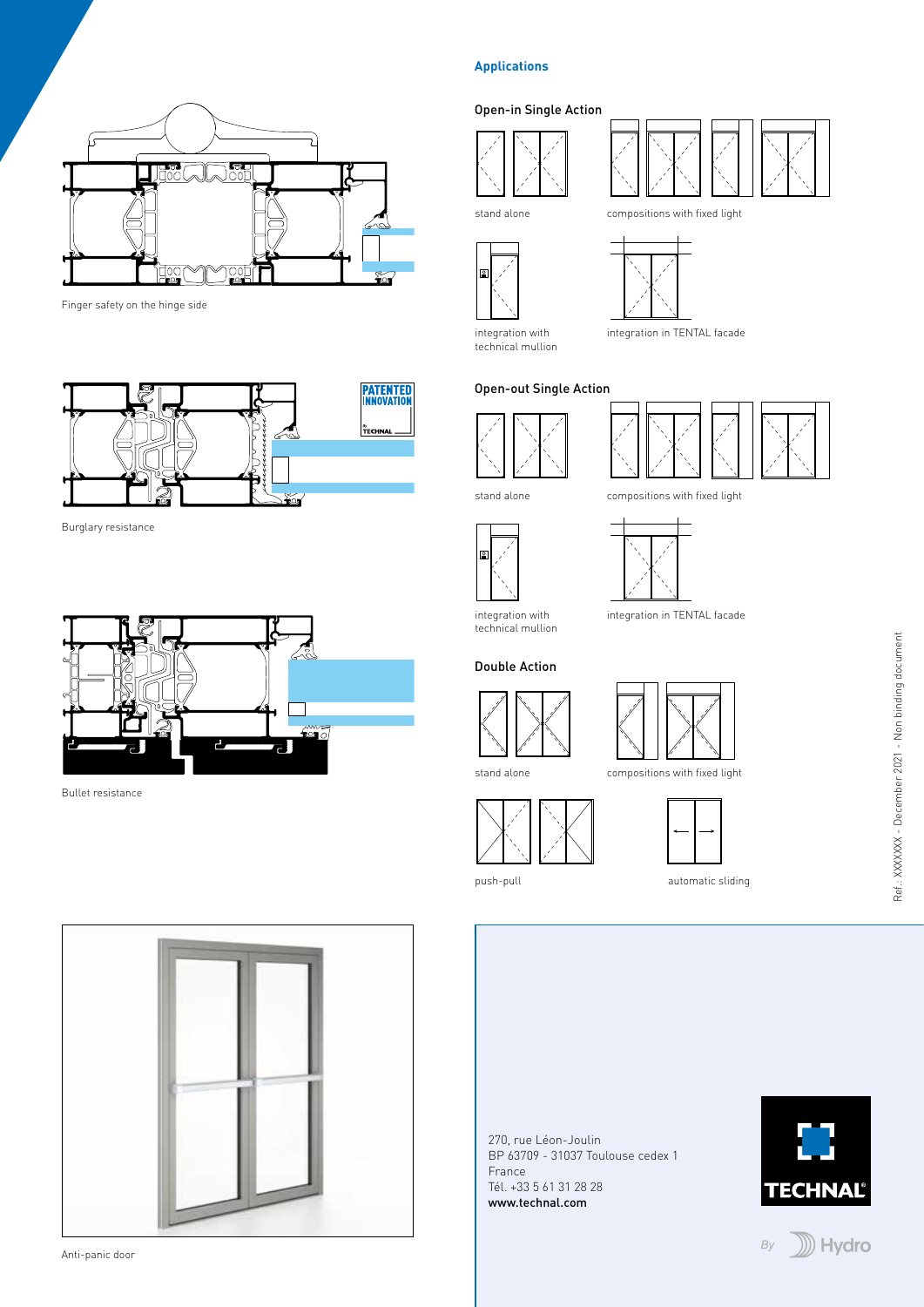Finger safety on the hinge side

Burglary resistance

Bullet resistance

Anti-panic door

## Applications

### Open-in Single Action

stand alone

compositions with fixed light

integration with technical mullion

integration in TENTAL facade

### Open-out Single Action

stand alone

compositions with fixed light

integration with technical mullion

integration in TENTAL facade

### Double Action

stand alone

compositions with fixed light

push-pull

automatic sliding

270, rue Léon-Joulin
BP 63709 - 31037 Toulouse cedex 1
France
Tél. +33 5 61 31 28 28
**www.technal.com**

Ref.: XXXXXXX - December 2021 - Non binding document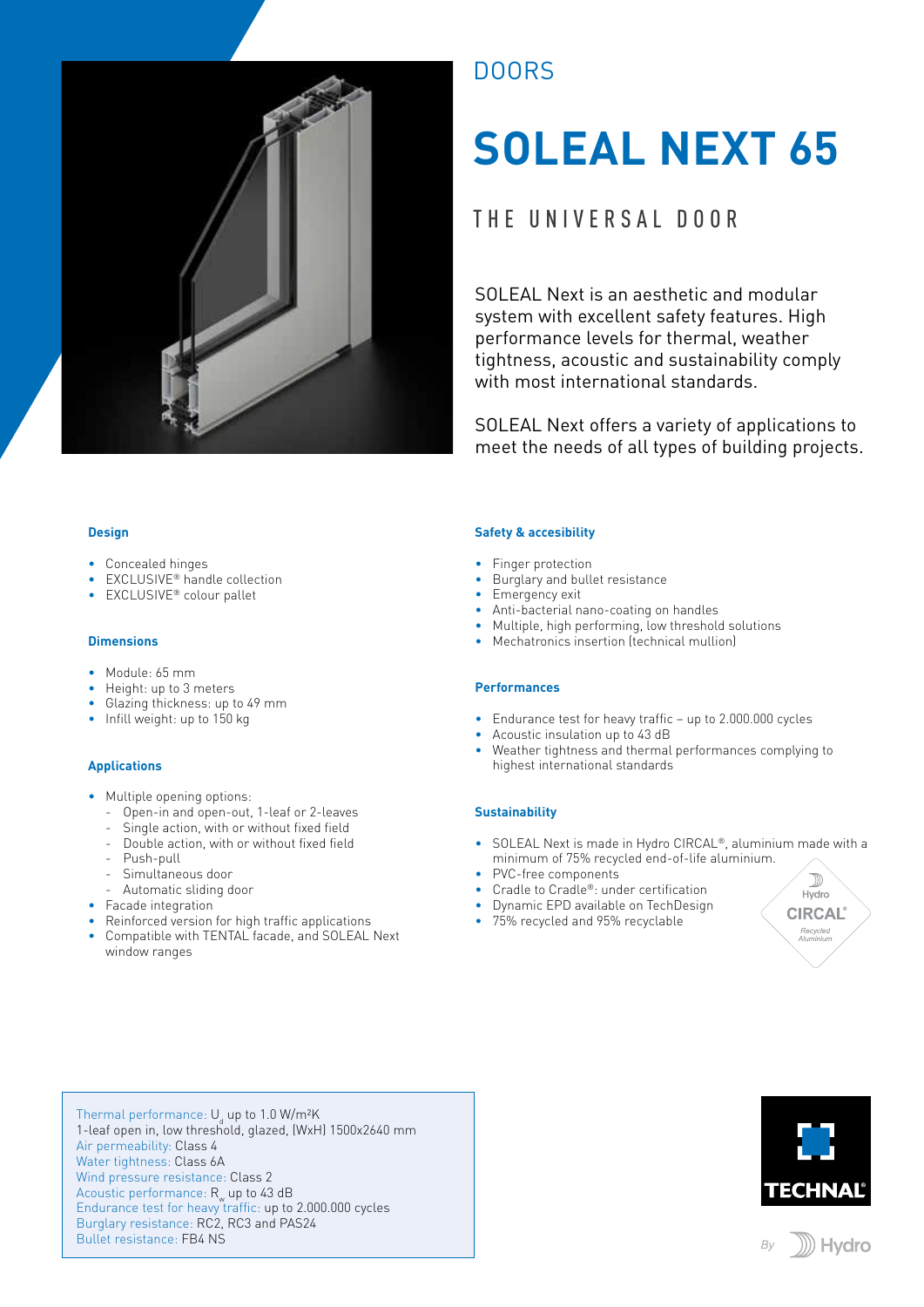DOORS

# SOLEAL NEXT 65

## THE UNIVERSAL DOOR

SOLEAL Next is an aesthetic and modular system with excellent safety features. High performance levels for thermal, weather tightness, acoustic and sustainability comply with most international standards.

SOLEAL Next offers a variety of applications to meet the needs of all types of building projects.

### Design

- Concealed hinges
- EXCLUSIVE® handle collection
- EXCLUSIVE® colour pallet

### Dimensions

- Module: 65 mm
- Height: up to 3 meters
- Glazing thickness: up to 49 mm
- Infill weight: up to 150 kg

### Applications

- Multiple opening options:
  - Open-in and open-out, 1-leaf or 2-leaves
  - Single action, with or without fixed field
  - Double action, with or without fixed field
  - Push-pull
  - Simultaneous door
  - Automatic sliding door
- Facade integration
- Reinforced version for high traffic applications
- Compatible with TENTAL facade, and SOLEAL Next window ranges

### Safety & accesibility

- Finger protection
- Burglary and bullet resistance
- Emergency exit
- Anti-bacterial nano-coating on handles
- Multiple, high performing, low threshold solutions
- Mechatronics insertion (technical mullion)

### Performances

- Endurance test for heavy traffic – up to 2.000.000 cycles
- Acoustic insulation up to 43 dB
- Weather tightness and thermal performances complying to highest international standards

### Sustainability

- SOLEAL Next is made in Hydro CIRCAL®, aluminium made with a minimum of 75% recycled end-of-life aluminium.
- PVC-free components
- Cradle to Cradle®: under certification
- Dynamic EPD available on TechDesign
- 75% recycled and 95% recyclable

Hydro CIRCAL® Recycled Aluminium

Thermal performance: $U_d$ up to 1.0 W/m²K
1-leaf open in, low threshold, glazed, (WxH) 1500x2640 mm
Air permeability: Class 4
Water tightness: Class 6A
Wind pressure resistance: Class 2
Acoustic performance: $R_w$ up to 43 dB
Endurance test for heavy traffic: up to 2.000.000 cycles
Burglary resistance: RC2, RC3 and PAS24
Bullet resistance: FB4 NS

TECHNAL® By Hydro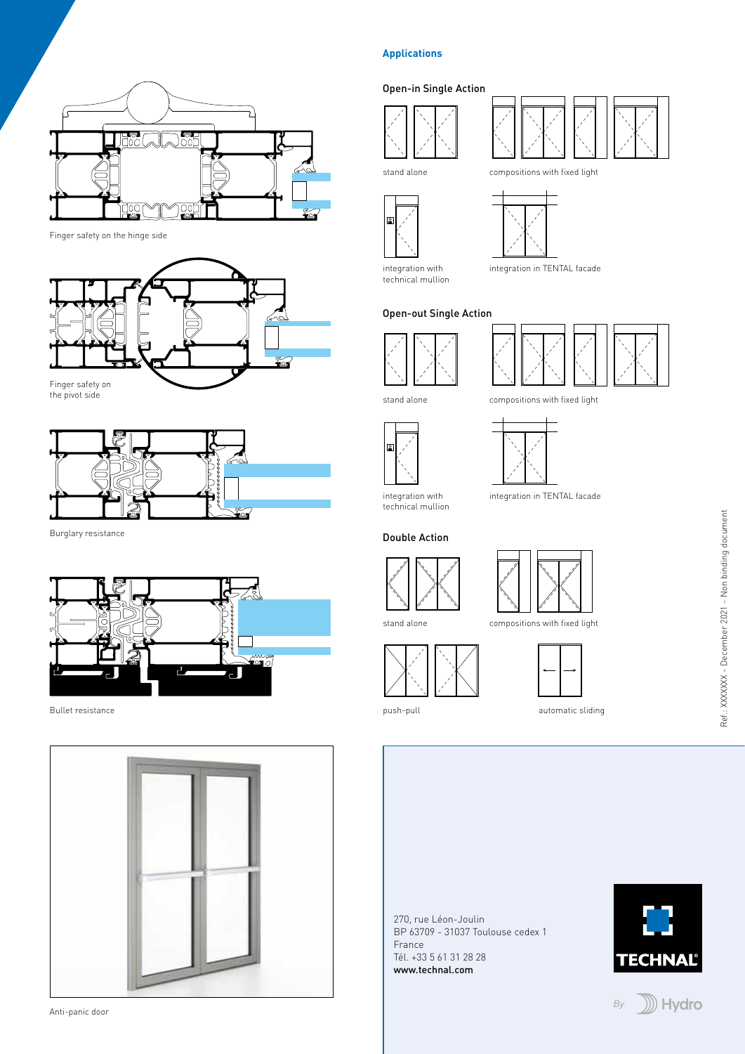Finger safety on the hinge side

Finger safety on the pivot side

Burglary resistance

Bullet resistance

Anti-panic door

## Applications

### Open-in Single Action

stand alone

compositions with fixed light

integration with technical mullion

integration in TENTAL facade

### Open-out Single Action

stand alone

compositions with fixed light

integration with technical mullion

integration in TENTAL facade

### Double Action

stand alone

compositions with fixed light

push-pull

automatic sliding

Ref.: XXXXXXX - December 2021 - Non binding document

270, rue Léon-Joulin
BP 63709 - 31037 Toulouse cedex 1
France
Tél. +33 5 61 31 28 28
**www.technal.com**

TECHNAL®

By Hydro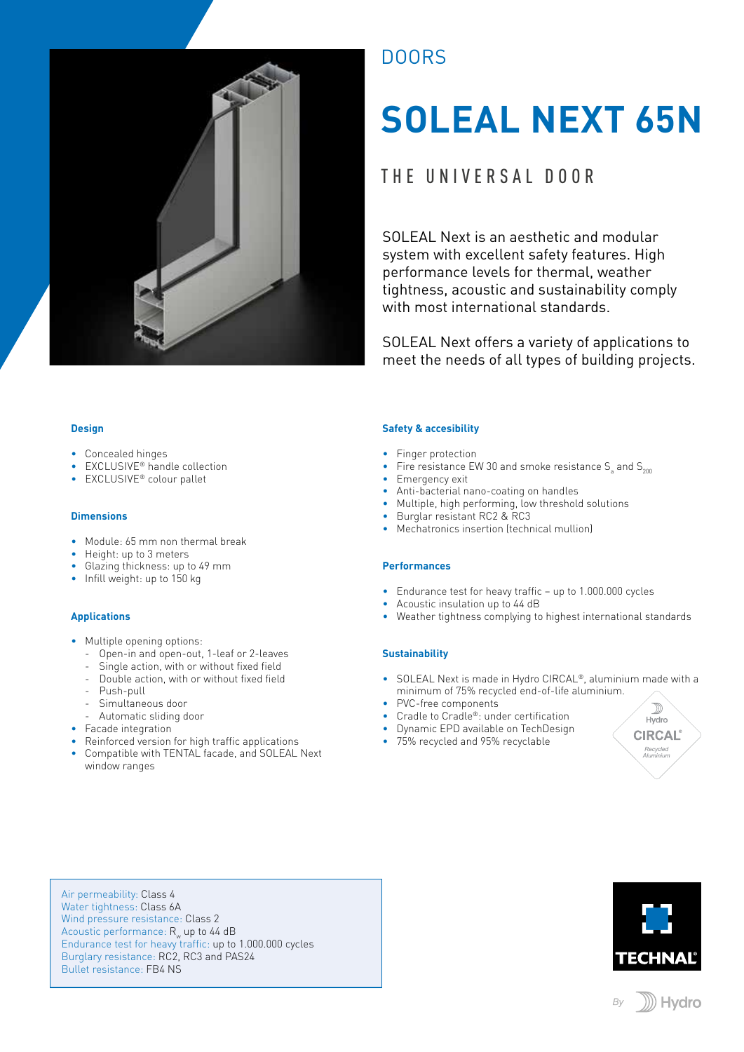DOORS

# SOLEAL NEXT 65N

## THE UNIVERSAL DOOR

SOLEAL Next is an aesthetic and modular system with excellent safety features. High performance levels for thermal, weather tightness, acoustic and sustainability comply with most international standards.

SOLEAL Next offers a variety of applications to meet the needs of all types of building projects.

### Design

- Concealed hinges
- EXCLUSIVE® handle collection
- EXCLUSIVE® colour pallet

### Dimensions

- Module: 65 mm non thermal break
- Height: up to 3 meters
- Glazing thickness: up to 49 mm
- Infill weight: up to 150 kg

### Applications

- Multiple opening options:
  - Open-in and open-out, 1-leaf or 2-leaves
  - Single action, with or without fixed field
  - Double action, with or without fixed field
  - Push-pull
  - Simultaneous door
  - Automatic sliding door
- Facade integration
- Reinforced version for high traffic applications
- Compatible with TENTAL facade, and SOLEAL Next window ranges

### Safety & accesibility

- Finger protection
- Fire resistance EW 30 and smoke resistance $S_a$ and $S_{200}$
- Emergency exit
- Anti-bacterial nano-coating on handles
- Multiple, high performing, low threshold solutions
- Burglar resistant RC2 & RC3
- Mechatronics insertion (technical mullion)

### Performances

- Endurance test for heavy traffic – up to 1.000.000 cycles
- Acoustic insulation up to 44 dB
- Weather tightness complying to highest international standards

### Sustainability

- SOLEAL Next is made in Hydro CIRCAL®, aluminium made with a minimum of 75% recycled end-of-life aluminium.
- PVC-free components
- Cradle to Cradle®: under certification
- Dynamic EPD available on TechDesign
- 75% recycled and 95% recyclable

Hydro CIRCAL® Recycled Aluminium

Air permeability: Class 4
Water tightness: Class 6A
Wind pressure resistance: Class 2
Acoustic performance: $R_w$ up to 44 dB
Endurance test for heavy traffic: up to 1.000.000 cycles
Burglary resistance: RC2, RC3 and PAS24
Bullet resistance: FB4 NS

TECHNAL®

By Hydro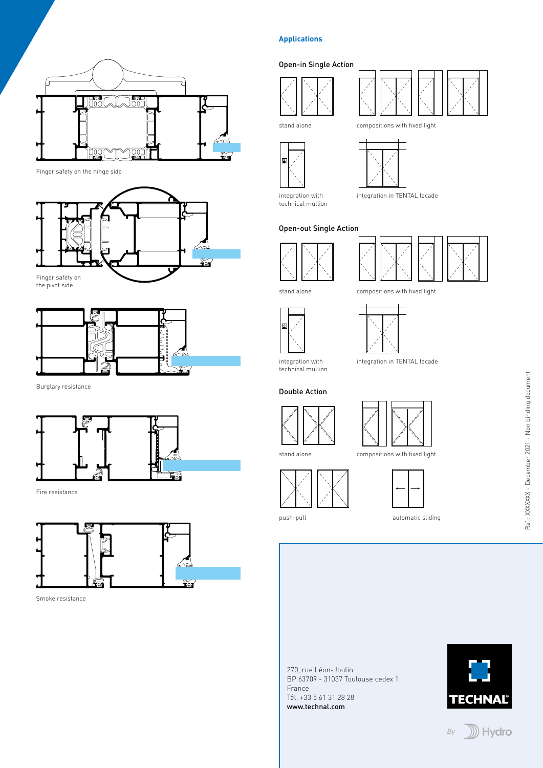Finger safety on the hinge side

Finger safety on the pivot side

Burglary resistance

Fire resistance

Smoke resistance

## Applications

### Open-in Single Action

stand alone

compositions with fixed light

integration with technical mullion

integration in TENTAL facade

### Open-out Single Action

stand alone

compositions with fixed light

integration with technical mullion

integration in TENTAL facade

### Double Action

stand alone

compositions with fixed light

push-pull

automatic sliding

Ref.: XXXXXXX - December 2021 - Non binding document

270, rue Léon-Joulin
BP 63709 - 31037 Toulouse cedex 1
France
Tél. +33 5 61 31 28 28
**www.technal.com**

TECHNAL®

By Hydro